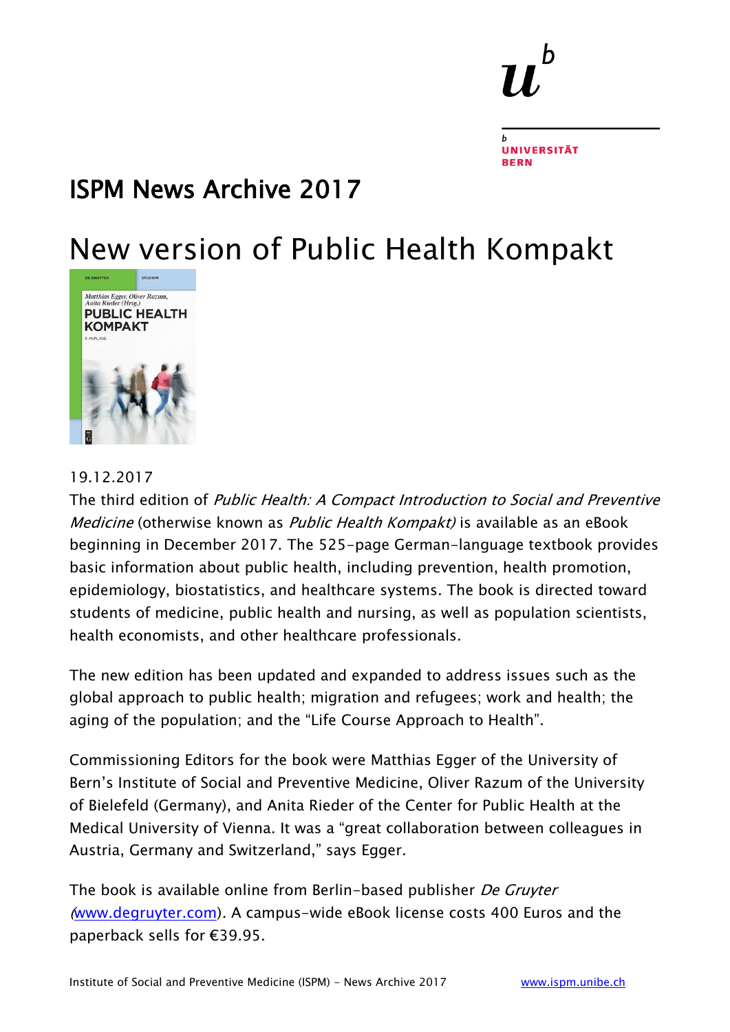# ISPM News Archive 2017

## New version of Public Health Kompakt

19.12.2017

The third edition of *Public Health: A Compact Introduction to Social and Preventive Medicine* (otherwise known as *Public Health Kompakt)* is available as an eBook beginning in December 2017. The 525-page German-language textbook provides basic information about public health, including prevention, health promotion, epidemiology, biostatistics, and healthcare systems. The book is directed toward students of medicine, public health and nursing, as well as population scientists, health economists, and other healthcare professionals.

The new edition has been updated and expanded to address issues such as the global approach to public health; migration and refugees; work and health; the aging of the population; and the "Life Course Approach to Health".

Commissioning Editors for the book were Matthias Egger of the University of Bern's Institute of Social and Preventive Medicine, Oliver Razum of the University of Bielefeld (Germany), and Anita Rieder of the Center for Public Health at the Medical University of Vienna. It was a "great collaboration between colleagues in Austria, Germany and Switzerland," says Egger.

The book is available online from Berlin-based publisher *De Gruyter* (www.degruyter.com). A campus-wide eBook license costs 400 Euros and the paperback sells for €39.95.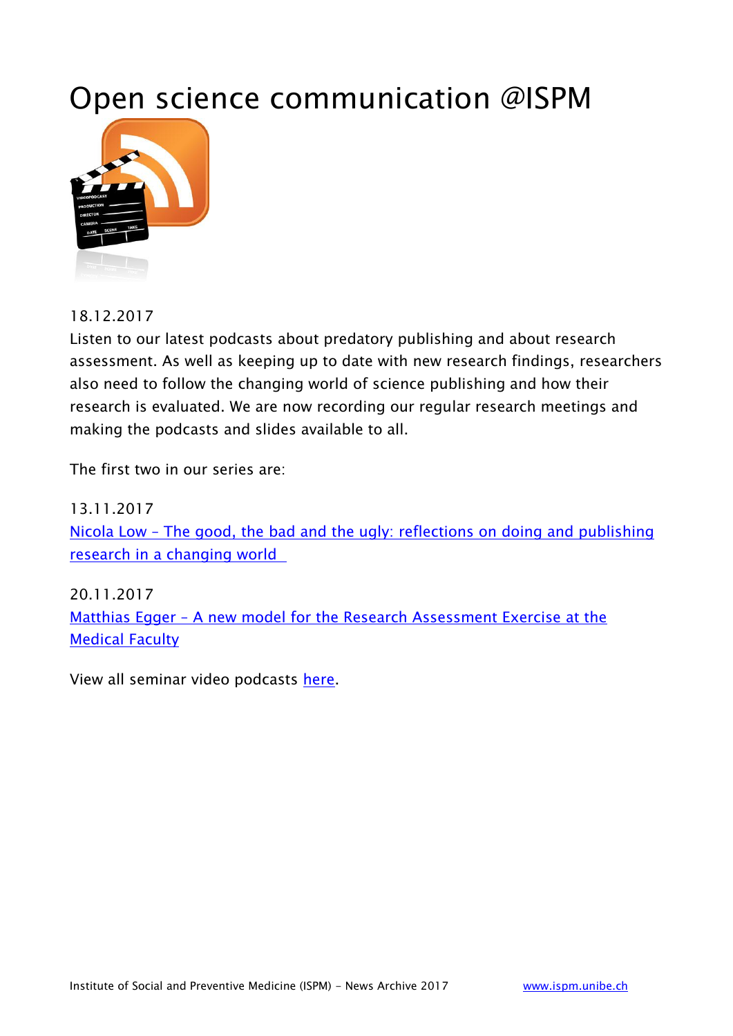# Open science communication @ISPM

18.12.2017

Listen to our latest podcasts about predatory publishing and about research assessment. As well as keeping up to date with new research findings, researchers also need to follow the changing world of science publishing and how their research is evaluated. We are now recording our regular research meetings and making the podcasts and slides available to all.

The first two in our series are:

13.11.2017

Nicola Low – The good, the bad and the ugly: reflections on doing and publishing research in a changing world

20.11.2017

Matthias Egger – A new model for the Research Assessment Exercise at the Medical Faculty

View all seminar video podcasts here.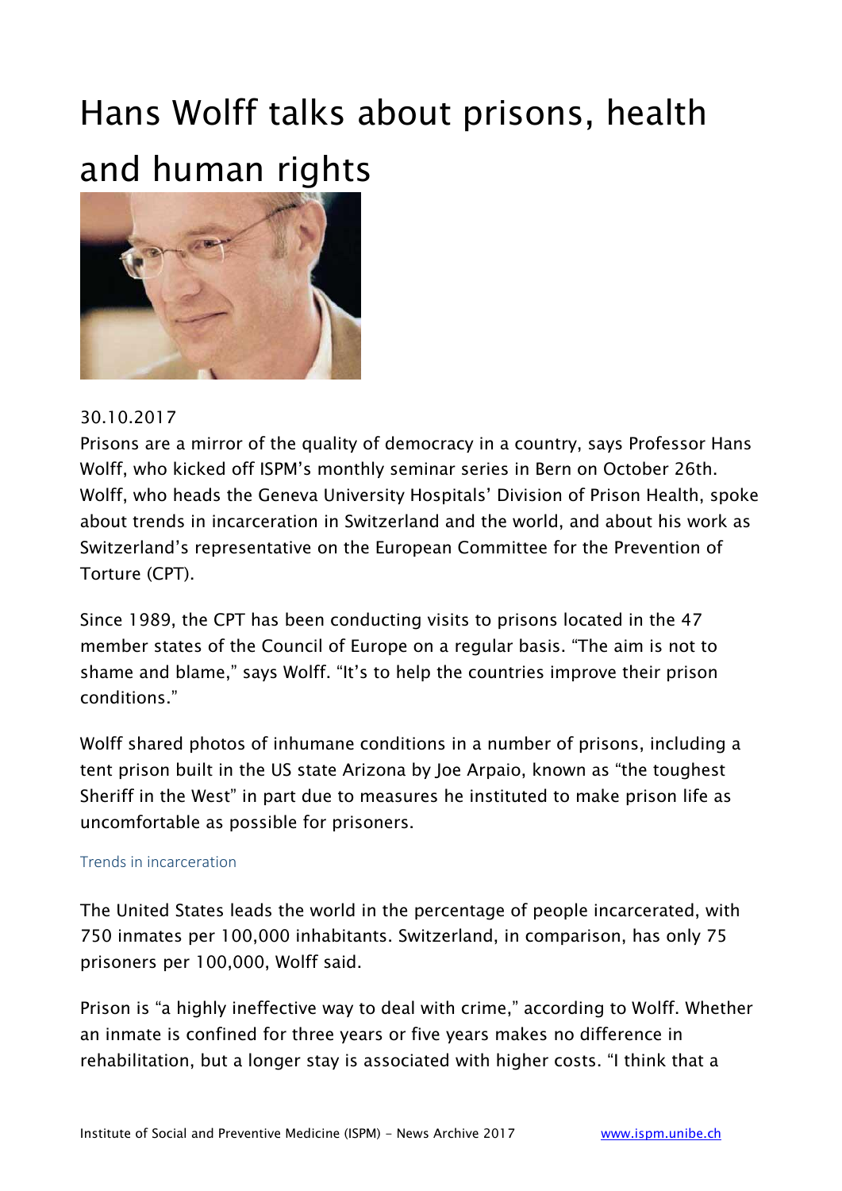# Hans Wolff talks about prisons, health and human rights

30.10.2017

Prisons are a mirror of the quality of democracy in a country, says Professor Hans Wolff, who kicked off ISPM's monthly seminar series in Bern on October 26th. Wolff, who heads the Geneva University Hospitals' Division of Prison Health, spoke about trends in incarceration in Switzerland and the world, and about his work as Switzerland's representative on the European Committee for the Prevention of Torture (CPT).

Since 1989, the CPT has been conducting visits to prisons located in the 47 member states of the Council of Europe on a regular basis. "The aim is not to shame and blame," says Wolff. "It's to help the countries improve their prison conditions."

Wolff shared photos of inhumane conditions in a number of prisons, including a tent prison built in the US state Arizona by Joe Arpaio, known as "the toughest Sheriff in the West" in part due to measures he instituted to make prison life as uncomfortable as possible for prisoners.

## Trends in incarceration

The United States leads the world in the percentage of people incarcerated, with 750 inmates per 100,000 inhabitants. Switzerland, in comparison, has only 75 prisoners per 100,000, Wolff said.

Prison is "a highly ineffective way to deal with crime," according to Wolff. Whether an inmate is confined for three years or five years makes no difference in rehabilitation, but a longer stay is associated with higher costs. "I think that a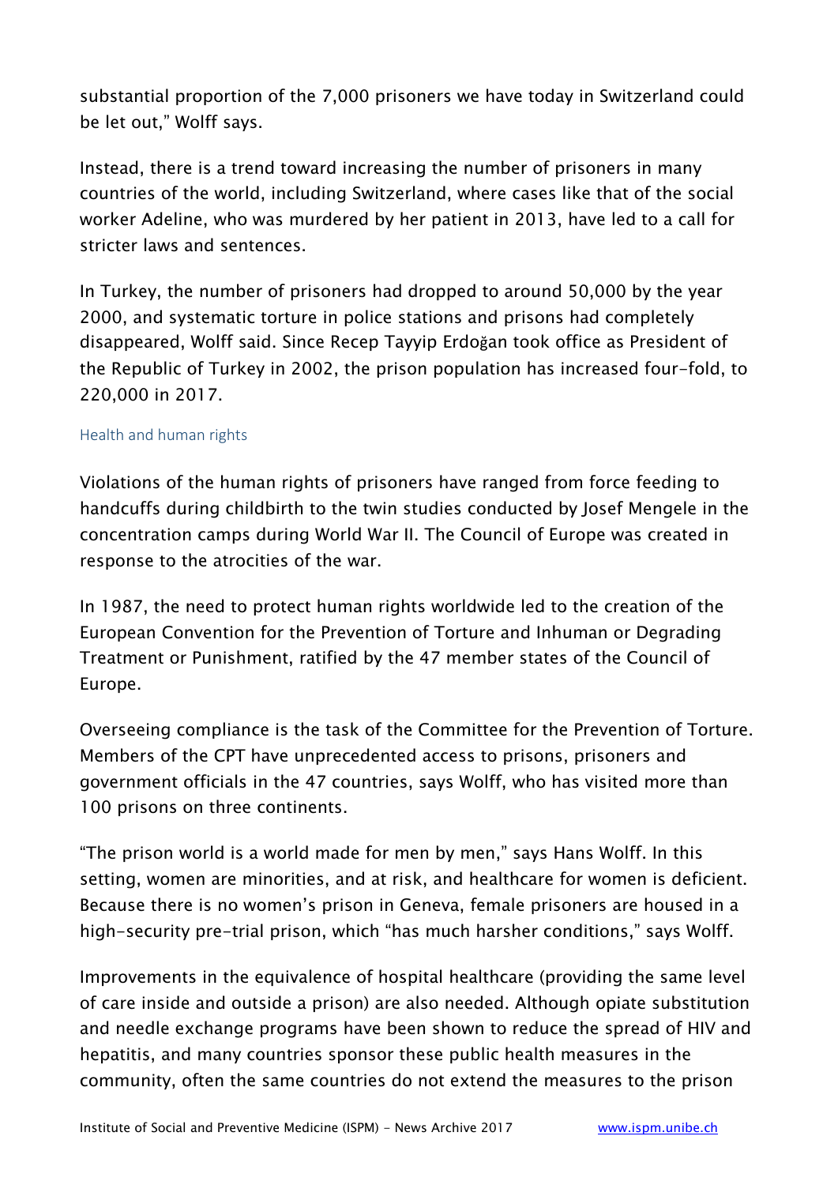substantial proportion of the 7,000 prisoners we have today in Switzerland could be let out," Wolff says.

Instead, there is a trend toward increasing the number of prisoners in many countries of the world, including Switzerland, where cases like that of the social worker Adeline, who was murdered by her patient in 2013, have led to a call for stricter laws and sentences.

In Turkey, the number of prisoners had dropped to around 50,000 by the year 2000, and systematic torture in police stations and prisons had completely disappeared, Wolff said. Since Recep Tayyip Erdoğan took office as President of the Republic of Turkey in 2002, the prison population has increased four-fold, to 220,000 in 2017.

### Health and human rights

Violations of the human rights of prisoners have ranged from force feeding to handcuffs during childbirth to the twin studies conducted by Josef Mengele in the concentration camps during World War II. The Council of Europe was created in response to the atrocities of the war.

In 1987, the need to protect human rights worldwide led to the creation of the European Convention for the Prevention of Torture and Inhuman or Degrading Treatment or Punishment, ratified by the 47 member states of the Council of Europe.

Overseeing compliance is the task of the Committee for the Prevention of Torture. Members of the CPT have unprecedented access to prisons, prisoners and government officials in the 47 countries, says Wolff, who has visited more than 100 prisons on three continents.

"The prison world is a world made for men by men," says Hans Wolff. In this setting, women are minorities, and at risk, and healthcare for women is deficient. Because there is no women's prison in Geneva, female prisoners are housed in a high-security pre-trial prison, which "has much harsher conditions," says Wolff.

Improvements in the equivalence of hospital healthcare (providing the same level of care inside and outside a prison) are also needed. Although opiate substitution and needle exchange programs have been shown to reduce the spread of HIV and hepatitis, and many countries sponsor these public health measures in the community, often the same countries do not extend the measures to the prison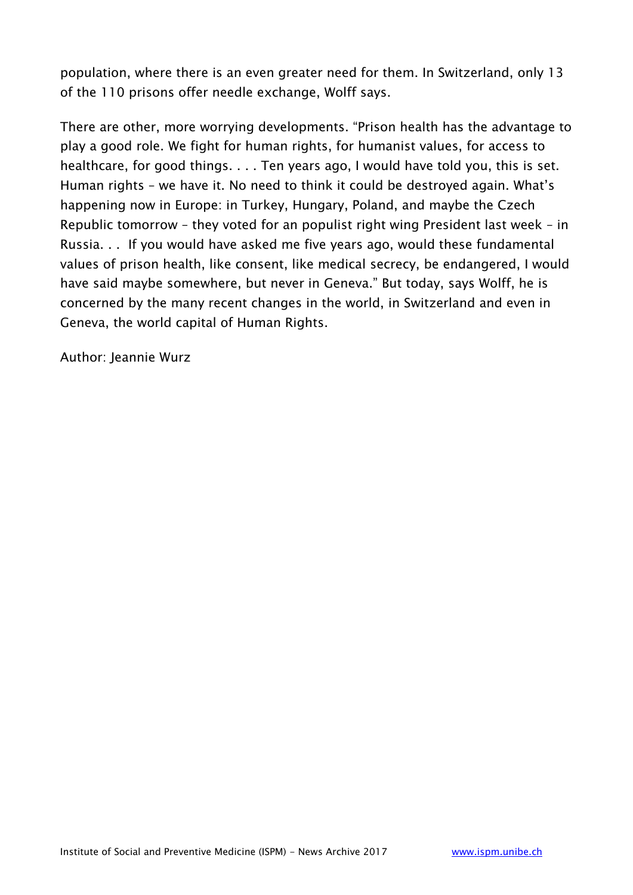population, where there is an even greater need for them. In Switzerland, only 13 of the 110 prisons offer needle exchange, Wolff says.

There are other, more worrying developments. “Prison health has the advantage to play a good role. We fight for human rights, for humanist values, for access to healthcare, for good things. . . . Ten years ago, I would have told you, this is set. Human rights – we have it. No need to think it could be destroyed again. What’s happening now in Europe: in Turkey, Hungary, Poland, and maybe the Czech Republic tomorrow – they voted for an populist right wing President last week – in Russia. . .  If you would have asked me five years ago, would these fundamental values of prison health, like consent, like medical secrecy, be endangered, I would have said maybe somewhere, but never in Geneva.” But today, says Wolff, he is concerned by the many recent changes in the world, in Switzerland and even in Geneva, the world capital of Human Rights.

Author: Jeannie Wurz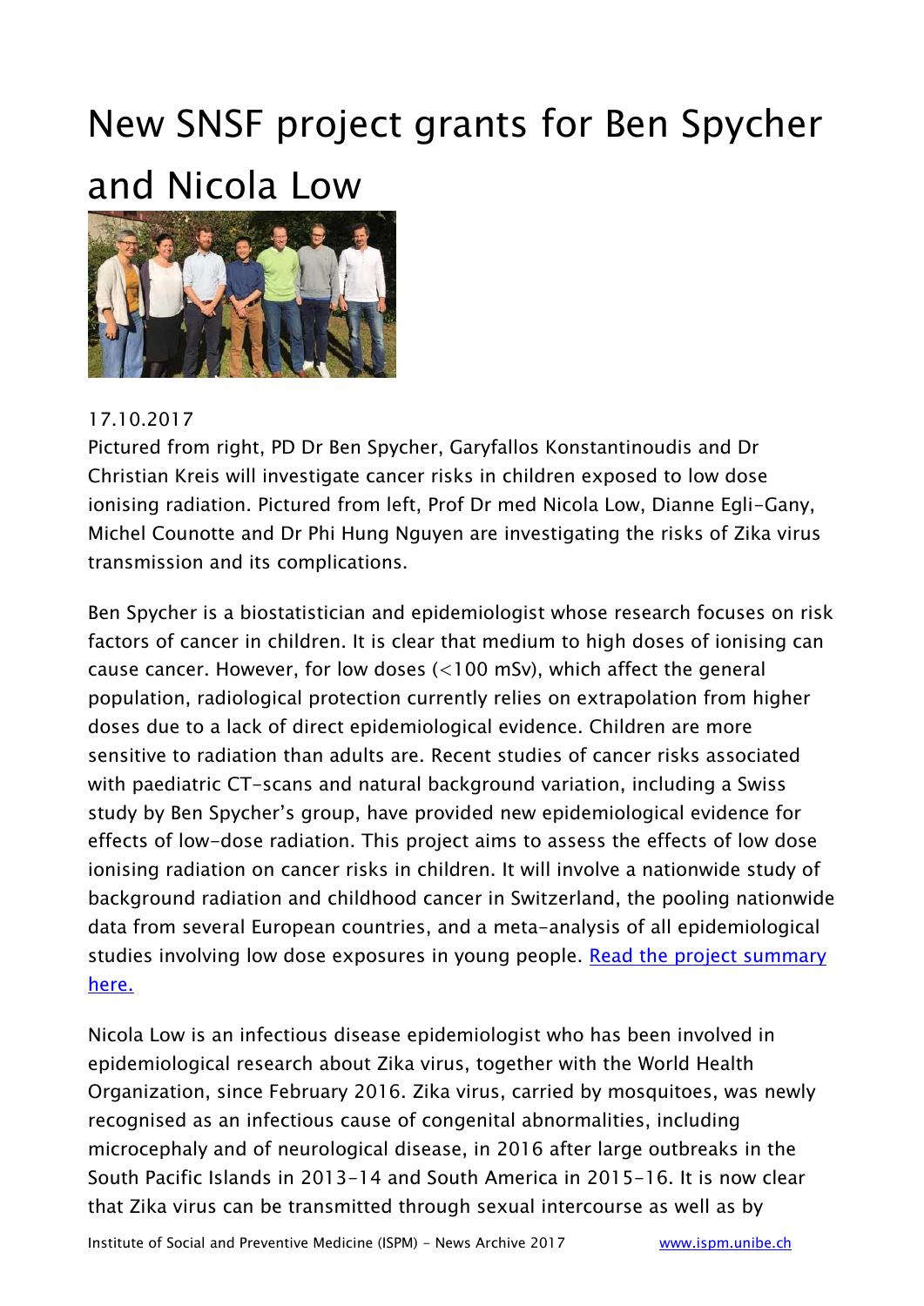# New SNSF project grants for Ben Spycher and Nicola Low

17.10.2017

Pictured from right, PD Dr Ben Spycher, Garyfallos Konstantinoudis and Dr Christian Kreis will investigate cancer risks in children exposed to low dose ionising radiation. Pictured from left, Prof Dr med Nicola Low, Dianne Egli-Gany, Michel Counotte and Dr Phi Hung Nguyen are investigating the risks of Zika virus transmission and its complications.

Ben Spycher is a biostatistician and epidemiologist whose research focuses on risk factors of cancer in children. It is clear that medium to high doses of ionising can cause cancer. However, for low doses (<100 mSv), which affect the general population, radiological protection currently relies on extrapolation from higher doses due to a lack of direct epidemiological evidence. Children are more sensitive to radiation than adults are. Recent studies of cancer risks associated with paediatric CT-scans and natural background variation, including a Swiss study by Ben Spycher's group, have provided new epidemiological evidence for effects of low-dose radiation. This project aims to assess the effects of low dose ionising radiation on cancer risks in children. It will involve a nationwide study of background radiation and childhood cancer in Switzerland, the pooling nationwide data from several European countries, and a meta-analysis of all epidemiological studies involving low dose exposures in young people. [Read the project summary here.]

Nicola Low is an infectious disease epidemiologist who has been involved in epidemiological research about Zika virus, together with the World Health Organization, since February 2016. Zika virus, carried by mosquitoes, was newly recognised as an infectious cause of congenital abnormalities, including microcephaly and of neurological disease, in 2016 after large outbreaks in the South Pacific Islands in 2013-14 and South America in 2015-16. It is now clear that Zika virus can be transmitted through sexual intercourse as well as by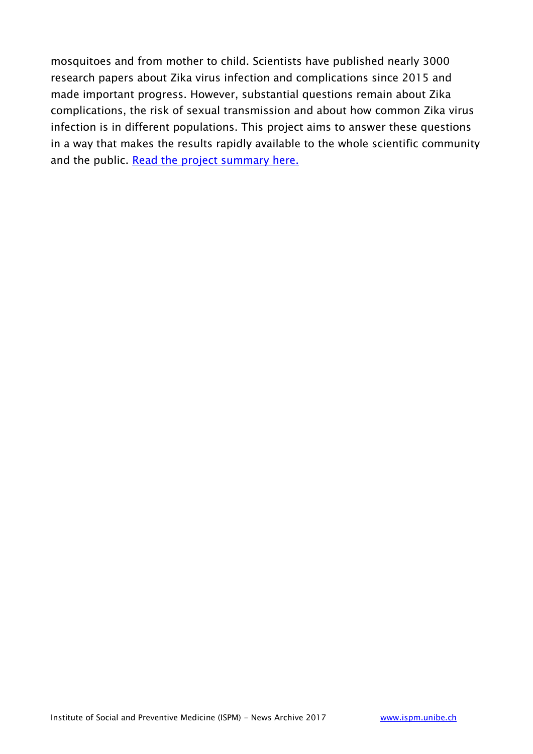mosquitoes and from mother to child. Scientists have published nearly 3000 research papers about Zika virus infection and complications since 2015 and made important progress. However, substantial questions remain about Zika complications, the risk of sexual transmission and about how common Zika virus infection is in different populations. This project aims to answer these questions in a way that makes the results rapidly available to the whole scientific community and the public. [Read the project summary here.]()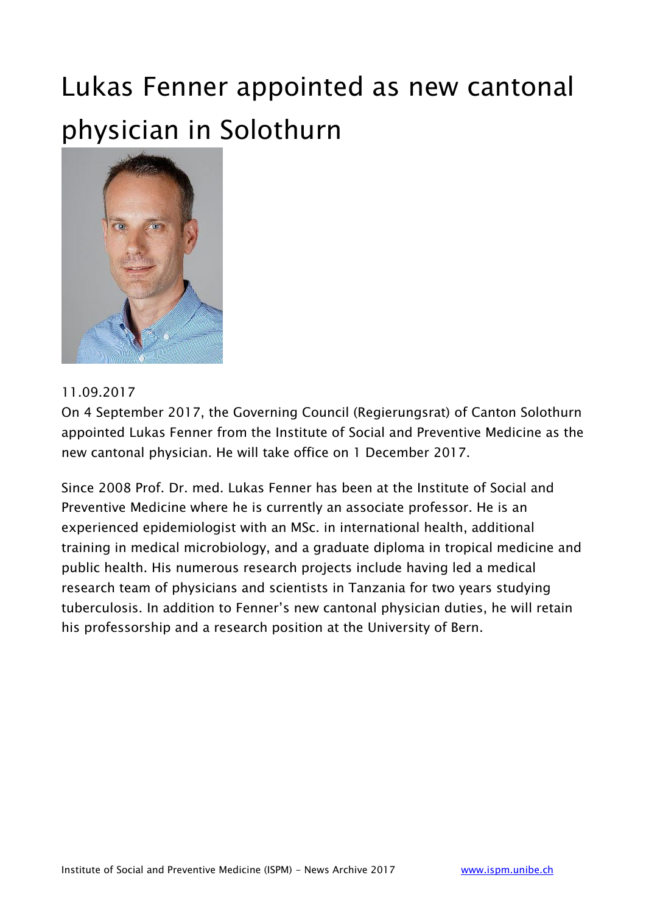# Lukas Fenner appointed as new cantonal physician in Solothurn

11.09.2017

On 4 September 2017, the Governing Council (Regierungsrat) of Canton Solothurn appointed Lukas Fenner from the Institute of Social and Preventive Medicine as the new cantonal physician. He will take office on 1 December 2017.

Since 2008 Prof. Dr. med. Lukas Fenner has been at the Institute of Social and Preventive Medicine where he is currently an associate professor. He is an experienced epidemiologist with an MSc. in international health, additional training in medical microbiology, and a graduate diploma in tropical medicine and public health. His numerous research projects include having led a medical research team of physicians and scientists in Tanzania for two years studying tuberculosis. In addition to Fenner's new cantonal physician duties, he will retain his professorship and a research position at the University of Bern.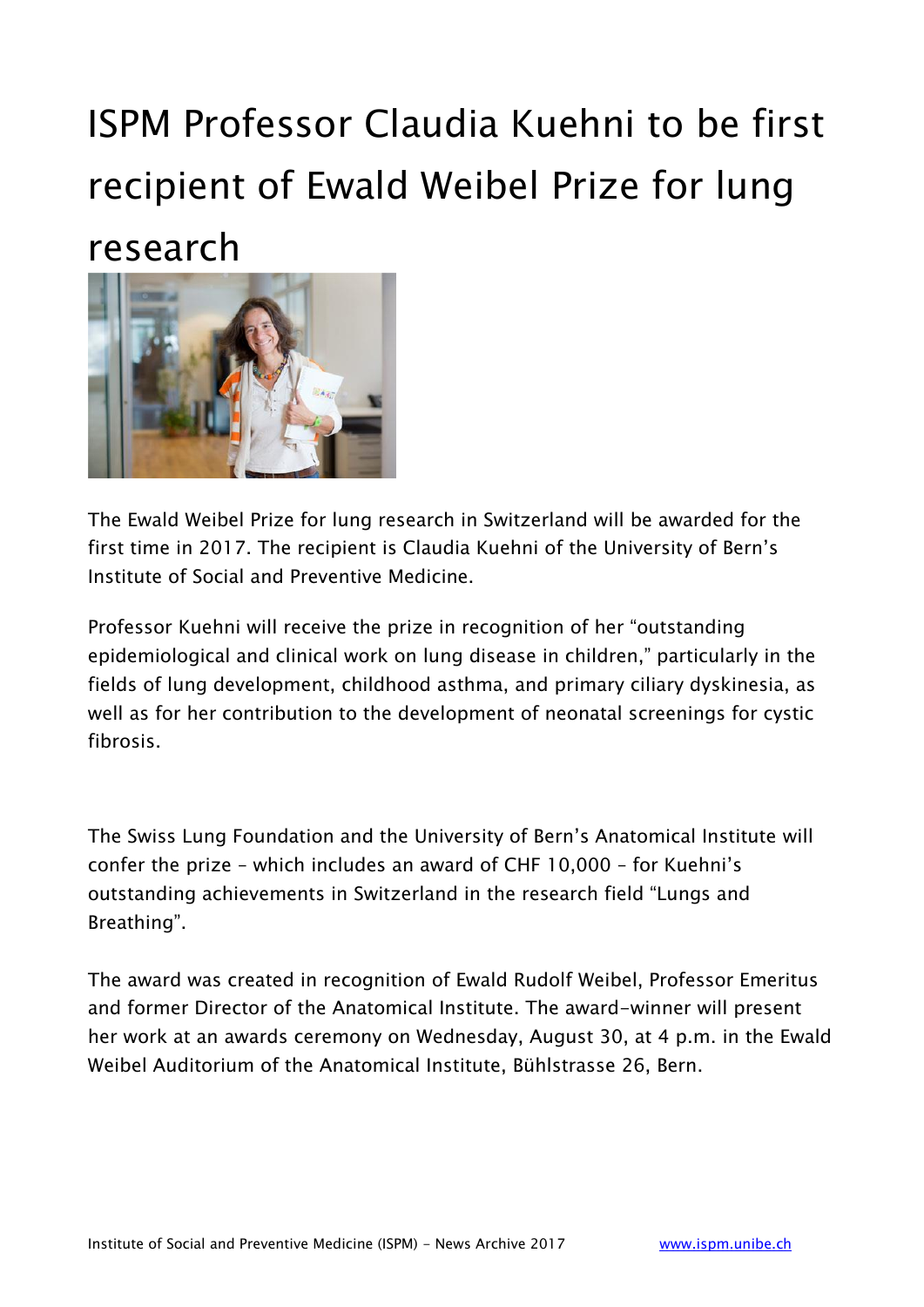# ISPM Professor Claudia Kuehni to be first recipient of Ewald Weibel Prize for lung research

The Ewald Weibel Prize for lung research in Switzerland will be awarded for the first time in 2017. The recipient is Claudia Kuehni of the University of Bern's Institute of Social and Preventive Medicine.

Professor Kuehni will receive the prize in recognition of her "outstanding epidemiological and clinical work on lung disease in children," particularly in the fields of lung development, childhood asthma, and primary ciliary dyskinesia, as well as for her contribution to the development of neonatal screenings for cystic fibrosis.

The Swiss Lung Foundation and the University of Bern's Anatomical Institute will confer the prize – which includes an award of CHF 10,000 – for Kuehni's outstanding achievements in Switzerland in the research field "Lungs and Breathing".

The award was created in recognition of Ewald Rudolf Weibel, Professor Emeritus and former Director of the Anatomical Institute. The award-winner will present her work at an awards ceremony on Wednesday, August 30, at 4 p.m. in the Ewald Weibel Auditorium of the Anatomical Institute, Bühlstrasse 26, Bern.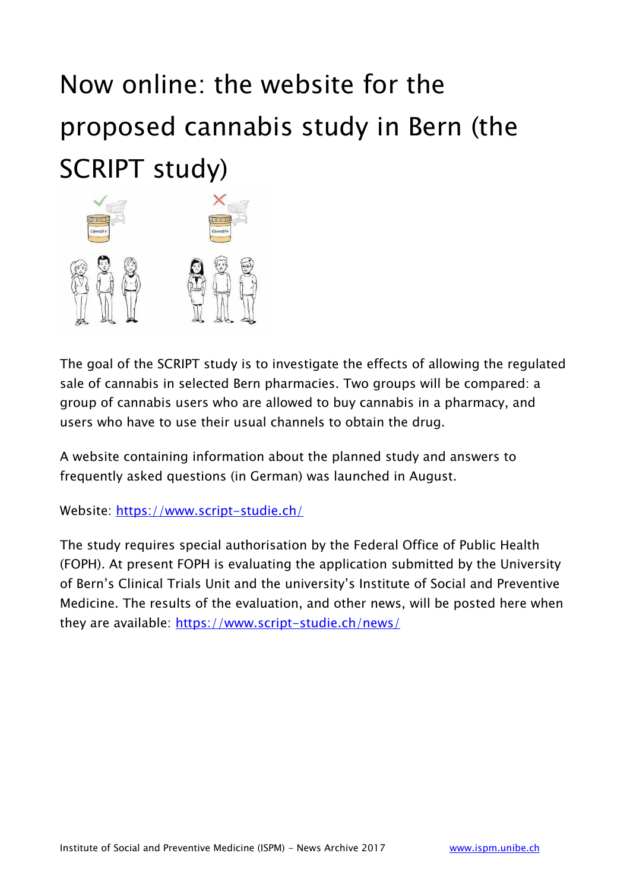# Now online: the website for the proposed cannabis study in Bern (the SCRIPT study)

The goal of the SCRIPT study is to investigate the effects of allowing the regulated sale of cannabis in selected Bern pharmacies. Two groups will be compared: a group of cannabis users who are allowed to buy cannabis in a pharmacy, and users who have to use their usual channels to obtain the drug.

A website containing information about the planned study and answers to frequently asked questions (in German) was launched in August.

Website: https://www.script-studie.ch/

The study requires special authorisation by the Federal Office of Public Health (FOPH). At present FOPH is evaluating the application submitted by the University of Bern's Clinical Trials Unit and the university's Institute of Social and Preventive Medicine. The results of the evaluation, and other news, will be posted here when they are available: https://www.script-studie.ch/news/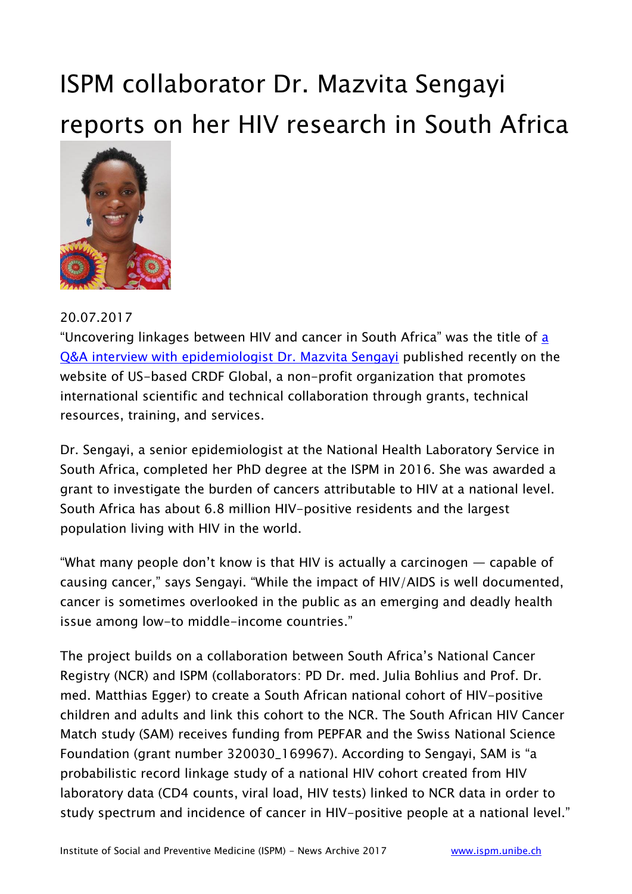# ISPM collaborator Dr. Mazvita Sengayi reports on her HIV research in South Africa

20.07.2017

"Uncovering linkages between HIV and cancer in South Africa" was the title of [a Q&A interview with epidemiologist Dr. Mazvita Sengayi]() published recently on the website of US-based CRDF Global, a non-profit organization that promotes international scientific and technical collaboration through grants, technical resources, training, and services.

Dr. Sengayi, a senior epidemiologist at the National Health Laboratory Service in South Africa, completed her PhD degree at the ISPM in 2016. She was awarded a grant to investigate the burden of cancers attributable to HIV at a national level. South Africa has about 6.8 million HIV-positive residents and the largest population living with HIV in the world.

"What many people don't know is that HIV is actually a carcinogen — capable of causing cancer," says Sengayi. "While the impact of HIV/AIDS is well documented, cancer is sometimes overlooked in the public as an emerging and deadly health issue among low-to middle-income countries."

The project builds on a collaboration between South Africa's National Cancer Registry (NCR) and ISPM (collaborators: PD Dr. med. Julia Bohlius and Prof. Dr. med. Matthias Egger) to create a South African national cohort of HIV-positive children and adults and link this cohort to the NCR. The South African HIV Cancer Match study (SAM) receives funding from PEPFAR and the Swiss National Science Foundation (grant number 320030_169967). According to Sengayi, SAM is "a probabilistic record linkage study of a national HIV cohort created from HIV laboratory data (CD4 counts, viral load, HIV tests) linked to NCR data in order to study spectrum and incidence of cancer in HIV-positive people at a national level."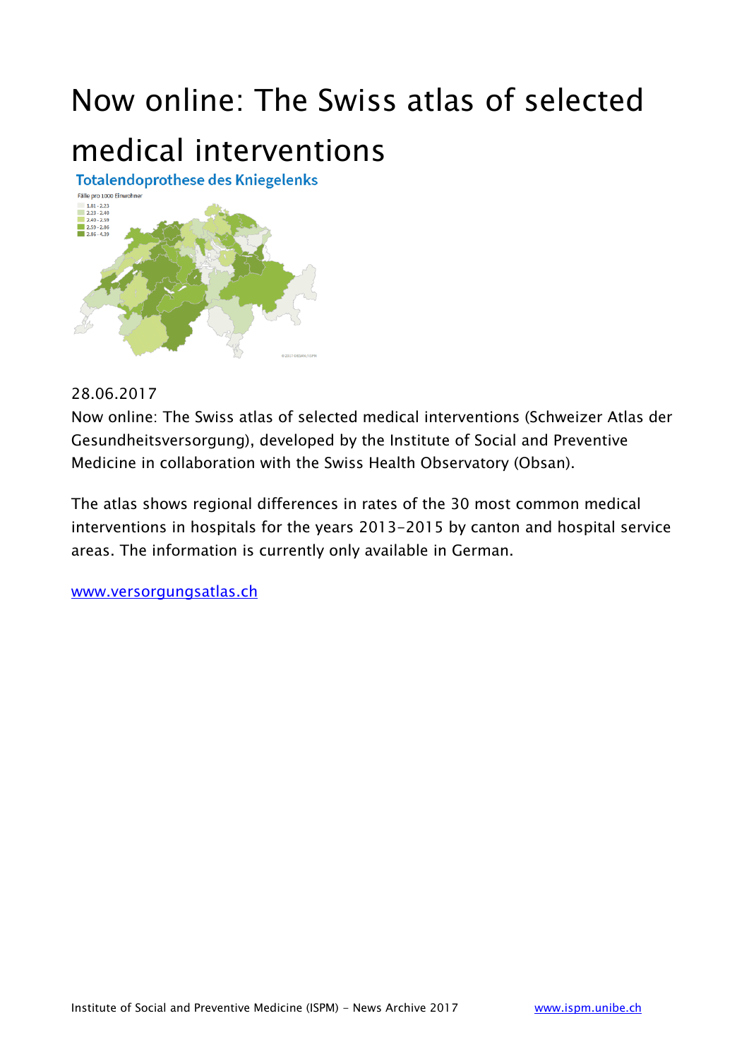# Now online: The Swiss atlas of selected medical interventions

28.06.2017

Now online: The Swiss atlas of selected medical interventions (Schweizer Atlas der Gesundheitsversorgung), developed by the Institute of Social and Preventive Medicine in collaboration with the Swiss Health Observatory (Obsan).

The atlas shows regional differences in rates of the 30 most common medical interventions in hospitals for the years 2013-2015 by canton and hospital service areas. The information is currently only available in German.

www.versorgungsatlas.ch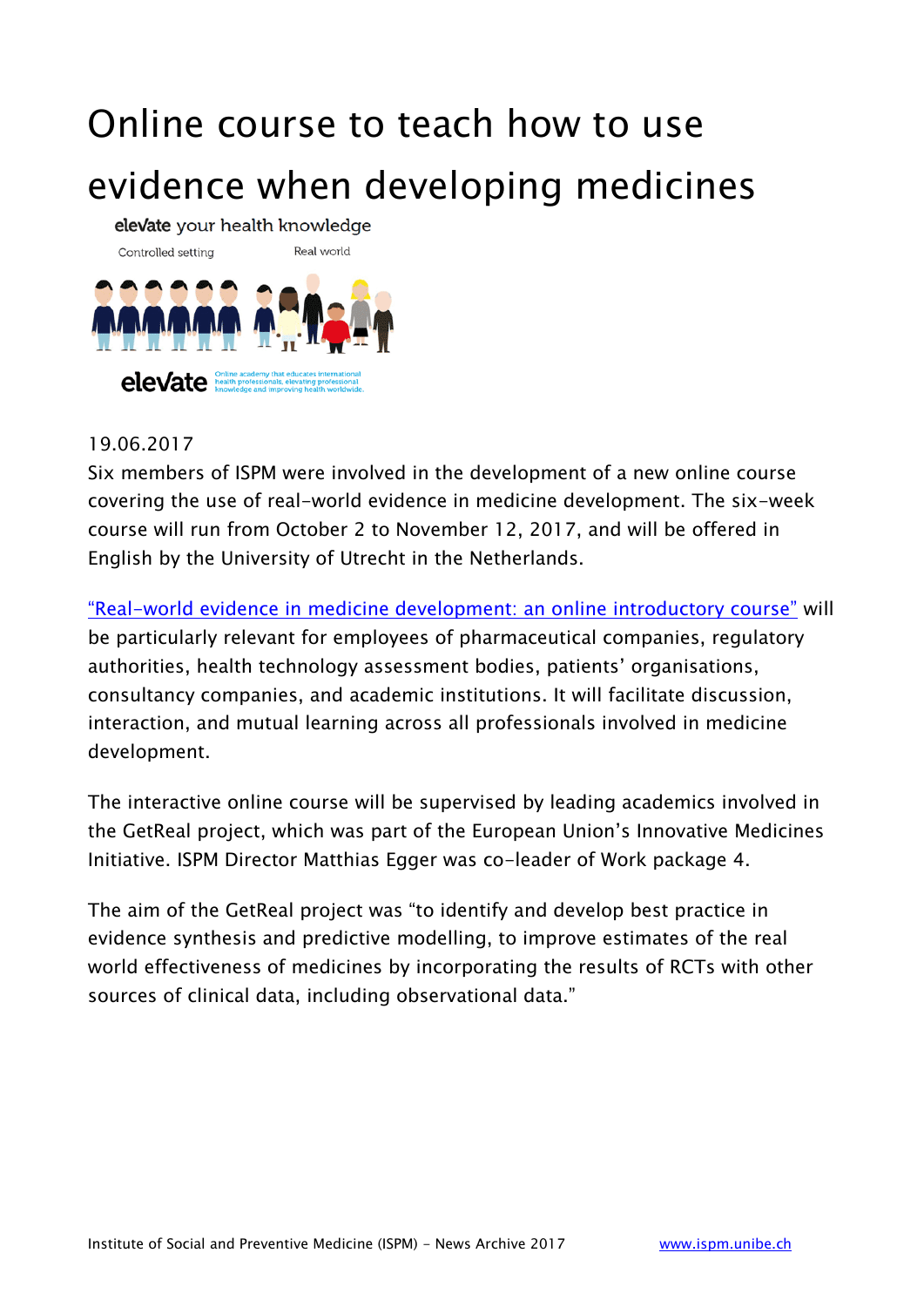# Online course to teach how to use evidence when developing medicines

19.06.2017

Six members of ISPM were involved in the development of a new online course covering the use of real-world evidence in medicine development. The six-week course will run from October 2 to November 12, 2017, and will be offered in English by the University of Utrecht in the Netherlands.

"Real-world evidence in medicine development: an online introductory course" will be particularly relevant for employees of pharmaceutical companies, regulatory authorities, health technology assessment bodies, patients' organisations, consultancy companies, and academic institutions. It will facilitate discussion, interaction, and mutual learning across all professionals involved in medicine development.

The interactive online course will be supervised by leading academics involved in the GetReal project, which was part of the European Union's Innovative Medicines Initiative. ISPM Director Matthias Egger was co-leader of Work package 4.

The aim of the GetReal project was "to identify and develop best practice in evidence synthesis and predictive modelling, to improve estimates of the real world effectiveness of medicines by incorporating the results of RCTs with other sources of clinical data, including observational data."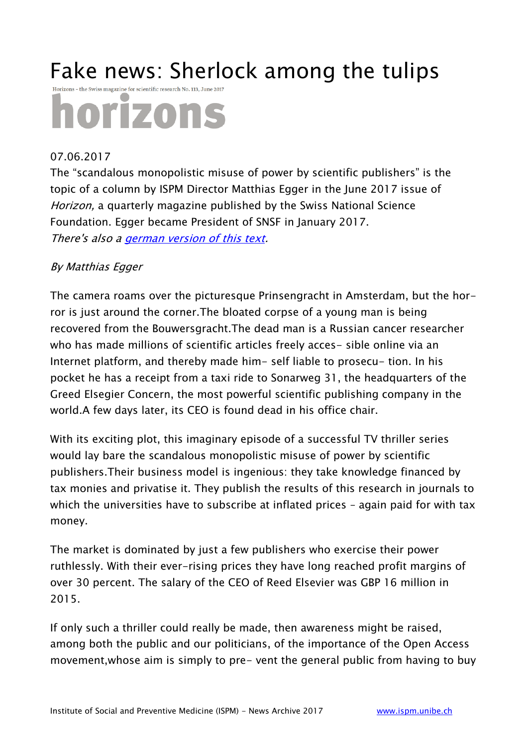# Fake news: Sherlock among the tulips

Horizons - the Swiss magazine for scientific research No. 113, June 2017

**horizons**

07.06.2017

The “scandalous monopolistic misuse of power by scientific publishers” is the topic of a column by ISPM Director Matthias Egger in the June 2017 issue of *Horizon,* a quarterly magazine published by the Swiss National Science Foundation. Egger became President of SNSF in January 2017.
*There's also a german version of this text.*

*By Matthias Egger*

The camera roams over the picturesque Prinsengracht in Amsterdam, but the hor- ror is just around the corner.The bloated corpse of a young man is being recovered from the Bouwersgracht.The dead man is a Russian cancer researcher who has made millions of scientific articles freely acces- sible online via an Internet platform, and thereby made him- self liable to prosecu- tion. In his pocket he has a receipt from a taxi ride to Sonarweg 31, the headquarters of the Greed Elsegier Concern, the most powerful scientific publishing company in the world.A few days later, its CEO is found dead in his office chair.

With its exciting plot, this imaginary episode of a successful TV thriller series would lay bare the scandalous monopolistic misuse of power by scientific publishers.Their business model is ingenious: they take knowledge financed by tax monies and privatise it. They publish the results of this research in journals to which the universities have to subscribe at inflated prices – again paid for with tax money.

The market is dominated by just a few publishers who exercise their power ruthlessly. With their ever-rising prices they have long reached profit margins of over 30 percent. The salary of the CEO of Reed Elsevier was GBP 16 million in 2015.

If only such a thriller could really be made, then awareness might be raised, among both the public and our politicians, of the importance of the Open Access movement,whose aim is simply to pre- vent the general public from having to buy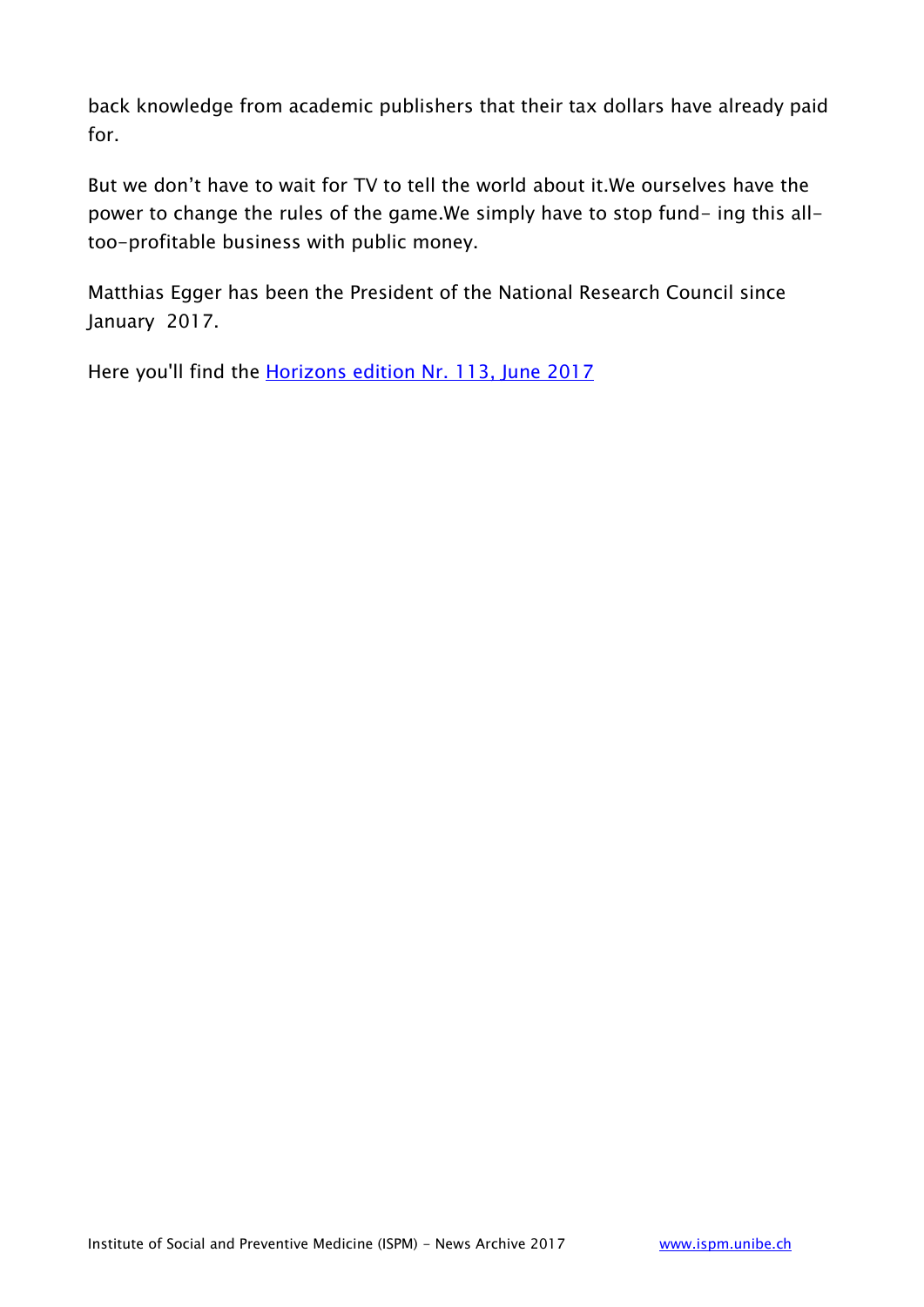back knowledge from academic publishers that their tax dollars have already paid for.

But we don’t have to wait for TV to tell the world about it.We ourselves have the power to change the rules of the game.We simply have to stop fund- ing this all-too-profitable business with public money.

Matthias Egger has been the President of the National Research Council since January 2017.

Here you'll find the [Horizons edition Nr. 113, June 2017]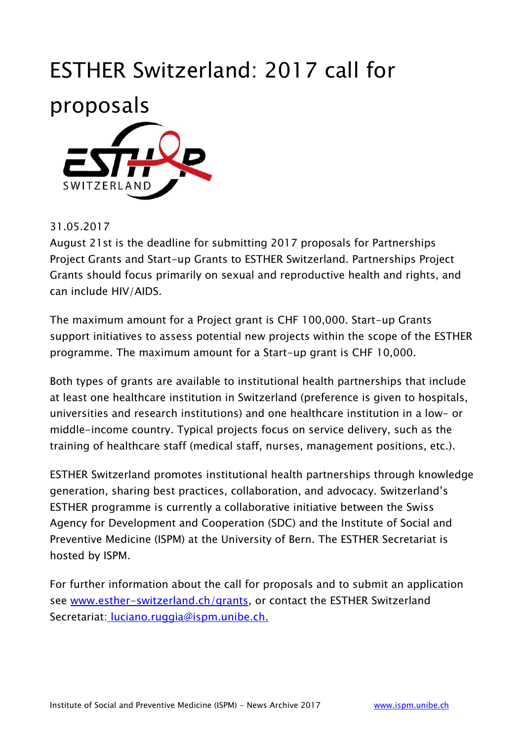# ESTHER Switzerland: 2017 call for proposals

31.05.2017

August 21st is the deadline for submitting 2017 proposals for Partnerships Project Grants and Start-up Grants to ESTHER Switzerland. Partnerships Project Grants should focus primarily on sexual and reproductive health and rights, and can include HIV/AIDS.

The maximum amount for a Project grant is CHF 100,000. Start-up Grants support initiatives to assess potential new projects within the scope of the ESTHER programme. The maximum amount for a Start-up grant is CHF 10,000.

Both types of grants are available to institutional health partnerships that include at least one healthcare institution in Switzerland (preference is given to hospitals, universities and research institutions) and one healthcare institution in a low- or middle-income country. Typical projects focus on service delivery, such as the training of healthcare staff (medical staff, nurses, management positions, etc.).

ESTHER Switzerland promotes institutional health partnerships through knowledge generation, sharing best practices, collaboration, and advocacy. Switzerland's ESTHER programme is currently a collaborative initiative between the Swiss Agency for Development and Cooperation (SDC) and the Institute of Social and Preventive Medicine (ISPM) at the University of Bern. The ESTHER Secretariat is hosted by ISPM.

For further information about the call for proposals and to submit an application see www.esther-switzerland.ch/grants, or contact the ESTHER Switzerland Secretariat: luciano.ruggia@ispm.unibe.ch.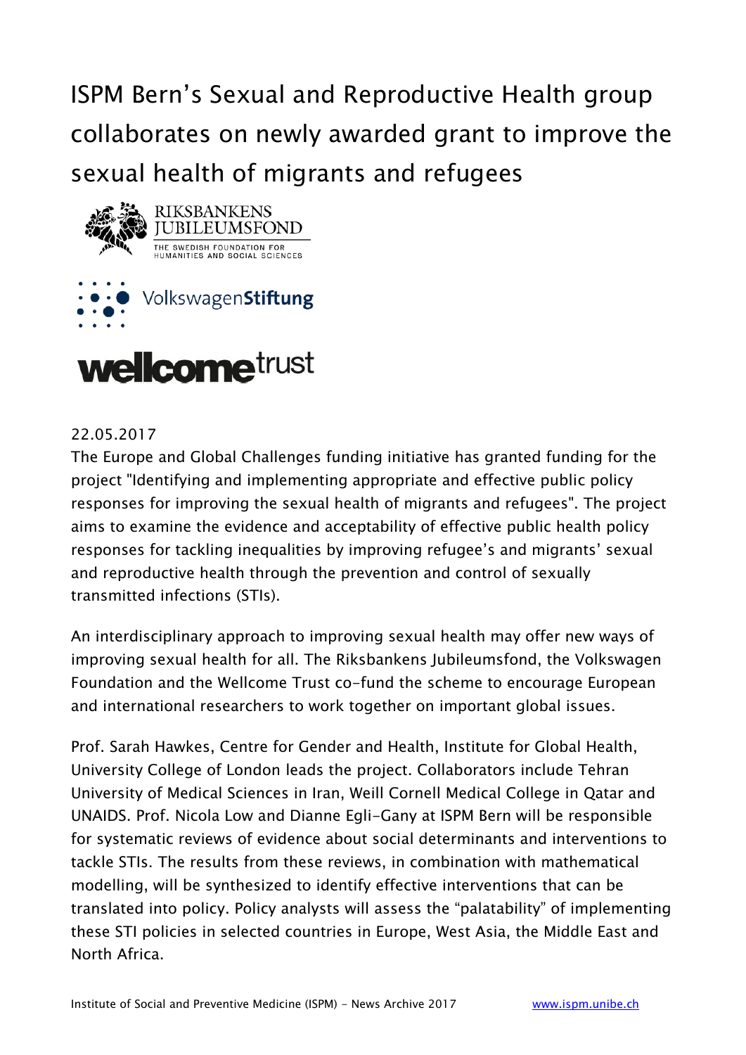# ISPM Bern's Sexual and Reproductive Health group collaborates on newly awarded grant to improve the sexual health of migrants and refugees

22.05.2017

The Europe and Global Challenges funding initiative has granted funding for the project "Identifying and implementing appropriate and effective public policy responses for improving the sexual health of migrants and refugees". The project aims to examine the evidence and acceptability of effective public health policy responses for tackling inequalities by improving refugee's and migrants' sexual and reproductive health through the prevention and control of sexually transmitted infections (STIs).

An interdisciplinary approach to improving sexual health may offer new ways of improving sexual health for all. The Riksbankens Jubileumsfond, the Volkswagen Foundation and the Wellcome Trust co-fund the scheme to encourage European and international researchers to work together on important global issues.

Prof. Sarah Hawkes, Centre for Gender and Health, Institute for Global Health, University College of London leads the project. Collaborators include Tehran University of Medical Sciences in Iran, Weill Cornell Medical College in Qatar and UNAIDS. Prof. Nicola Low and Dianne Egli-Gany at ISPM Bern will be responsible for systematic reviews of evidence about social determinants and interventions to tackle STIs. The results from these reviews, in combination with mathematical modelling, will be synthesized to identify effective interventions that can be translated into policy. Policy analysts will assess the "palatability" of implementing these STI policies in selected countries in Europe, West Asia, the Middle East and North Africa.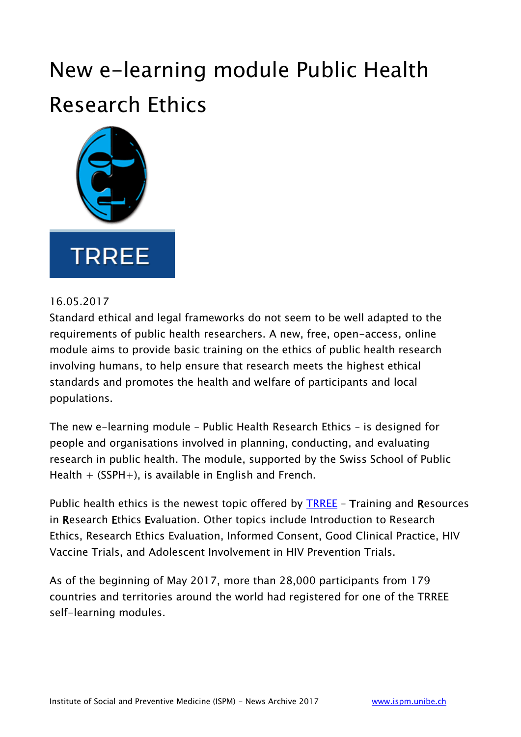# New e-learning module Public Health Research Ethics

16.05.2017

Standard ethical and legal frameworks do not seem to be well adapted to the requirements of public health researchers. A new, free, open-access, online module aims to provide basic training on the ethics of public health research involving humans, to help ensure that research meets the highest ethical standards and promotes the health and welfare of participants and local populations.

The new e-learning module – Public Health Research Ethics – is designed for people and organisations involved in planning, conducting, and evaluating research in public health. The module, supported by the Swiss School of Public Health + (SSPH+), is available in English and French.

Public health ethics is the newest topic offered by TRREE – **T**raining and **R**esources in **R**esearch **E**thics **E**valuation. Other topics include Introduction to Research Ethics, Research Ethics Evaluation, Informed Consent, Good Clinical Practice, HIV Vaccine Trials, and Adolescent Involvement in HIV Prevention Trials.

As of the beginning of May 2017, more than 28,000 participants from 179 countries and territories around the world had registered for one of the TRREE self-learning modules.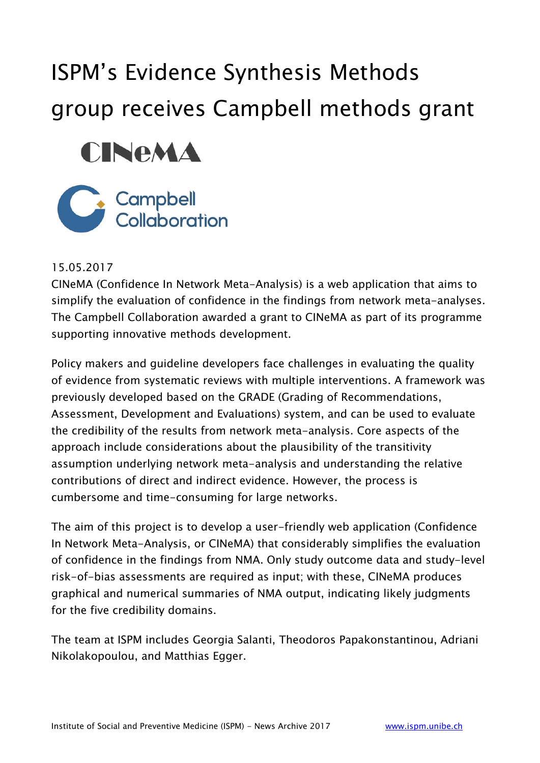# ISPM's Evidence Synthesis Methods group receives Campbell methods grant

15.05.2017

CINeMA (Confidence In Network Meta-Analysis) is a web application that aims to simplify the evaluation of confidence in the findings from network meta-analyses. The Campbell Collaboration awarded a grant to CINeMA as part of its programme supporting innovative methods development.

Policy makers and guideline developers face challenges in evaluating the quality of evidence from systematic reviews with multiple interventions. A framework was previously developed based on the GRADE (Grading of Recommendations, Assessment, Development and Evaluations) system, and can be used to evaluate the credibility of the results from network meta-analysis. Core aspects of the approach include considerations about the plausibility of the transitivity assumption underlying network meta-analysis and understanding the relative contributions of direct and indirect evidence. However, the process is cumbersome and time-consuming for large networks.

The aim of this project is to develop a user-friendly web application (Confidence In Network Meta-Analysis, or CINeMA) that considerably simplifies the evaluation of confidence in the findings from NMA. Only study outcome data and study-level risk-of-bias assessments are required as input; with these, CINeMA produces graphical and numerical summaries of NMA output, indicating likely judgments for the five credibility domains.

The team at ISPM includes Georgia Salanti, Theodoros Papakonstantinou, Adriani Nikolakopoulou, and Matthias Egger.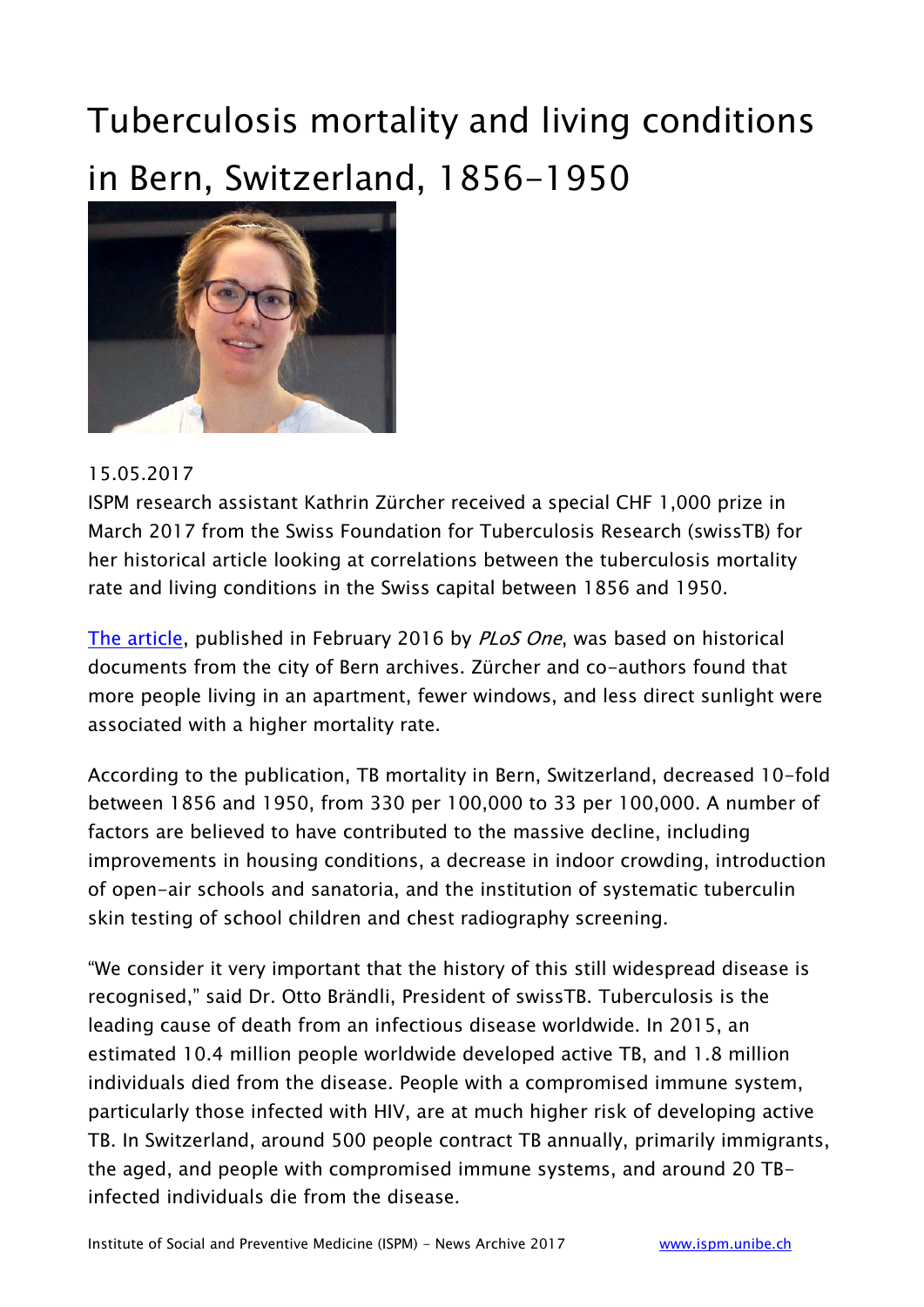# Tuberculosis mortality and living conditions in Bern, Switzerland, 1856-1950

15.05.2017

ISPM research assistant Kathrin Zürcher received a special CHF 1,000 prize in March 2017 from the Swiss Foundation for Tuberculosis Research (swissTB) for her historical article looking at correlations between the tuberculosis mortality rate and living conditions in the Swiss capital between 1856 and 1950.

The article, published in February 2016 by *PLoS One*, was based on historical documents from the city of Bern archives. Zürcher and co-authors found that more people living in an apartment, fewer windows, and less direct sunlight were associated with a higher mortality rate.

According to the publication, TB mortality in Bern, Switzerland, decreased 10-fold between 1856 and 1950, from 330 per 100,000 to 33 per 100,000. A number of factors are believed to have contributed to the massive decline, including improvements in housing conditions, a decrease in indoor crowding, introduction of open-air schools and sanatoria, and the institution of systematic tuberculin skin testing of school children and chest radiography screening.

"We consider it very important that the history of this still widespread disease is recognised," said Dr. Otto Brändli, President of swissTB. Tuberculosis is the leading cause of death from an infectious disease worldwide. In 2015, an estimated 10.4 million people worldwide developed active TB, and 1.8 million individuals died from the disease. People with a compromised immune system, particularly those infected with HIV, are at much higher risk of developing active TB. In Switzerland, around 500 people contract TB annually, primarily immigrants, the aged, and people with compromised immune systems, and around 20 TB-infected individuals die from the disease.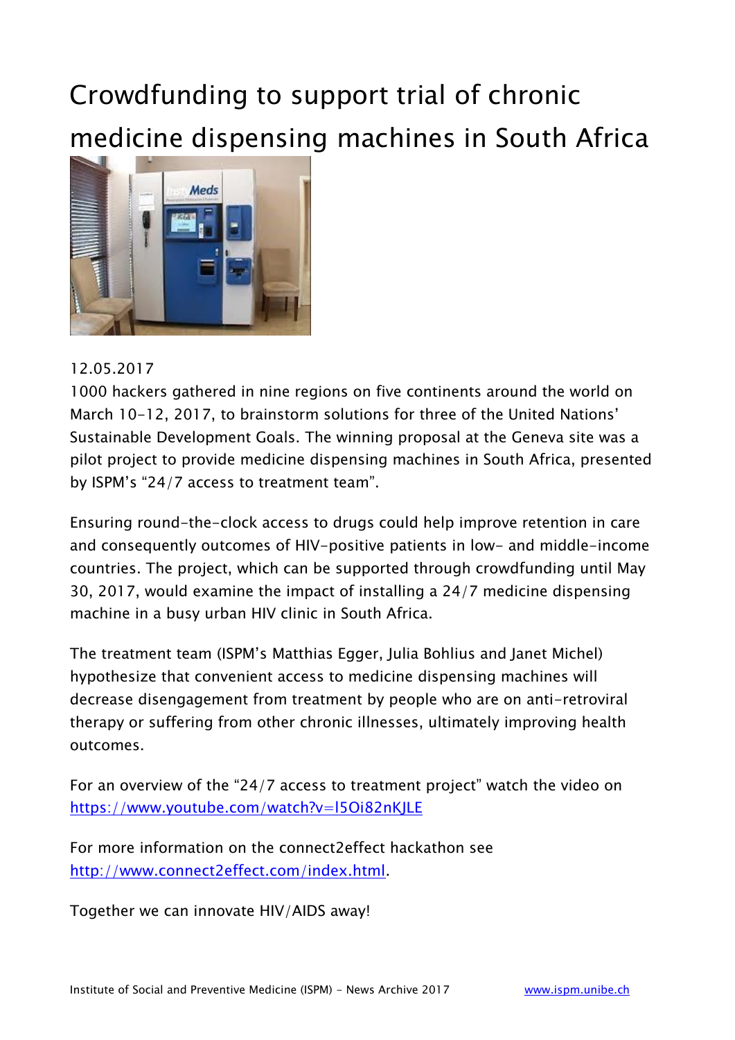# Crowdfunding to support trial of chronic medicine dispensing machines in South Africa

12.05.2017

1000 hackers gathered in nine regions on five continents around the world on March 10-12, 2017, to brainstorm solutions for three of the United Nations' Sustainable Development Goals. The winning proposal at the Geneva site was a pilot project to provide medicine dispensing machines in South Africa, presented by ISPM's "24/7 access to treatment team".

Ensuring round-the-clock access to drugs could help improve retention in care and consequently outcomes of HIV-positive patients in low- and middle-income countries. The project, which can be supported through crowdfunding until May 30, 2017, would examine the impact of installing a 24/7 medicine dispensing machine in a busy urban HIV clinic in South Africa.

The treatment team (ISPM's Matthias Egger, Julia Bohlius and Janet Michel) hypothesize that convenient access to medicine dispensing machines will decrease disengagement from treatment by people who are on anti-retroviral therapy or suffering from other chronic illnesses, ultimately improving health outcomes.

For an overview of the "24/7 access to treatment project" watch the video on [https://www.youtube.com/watch?v=l5Oi82nKJLE](https://www.youtube.com/watch?v=l5Oi82nKJLE)

For more information on the connect2effect hackathon see [http://www.connect2effect.com/index.html](http://www.connect2effect.com/index.html).

Together we can innovate HIV/AIDS away!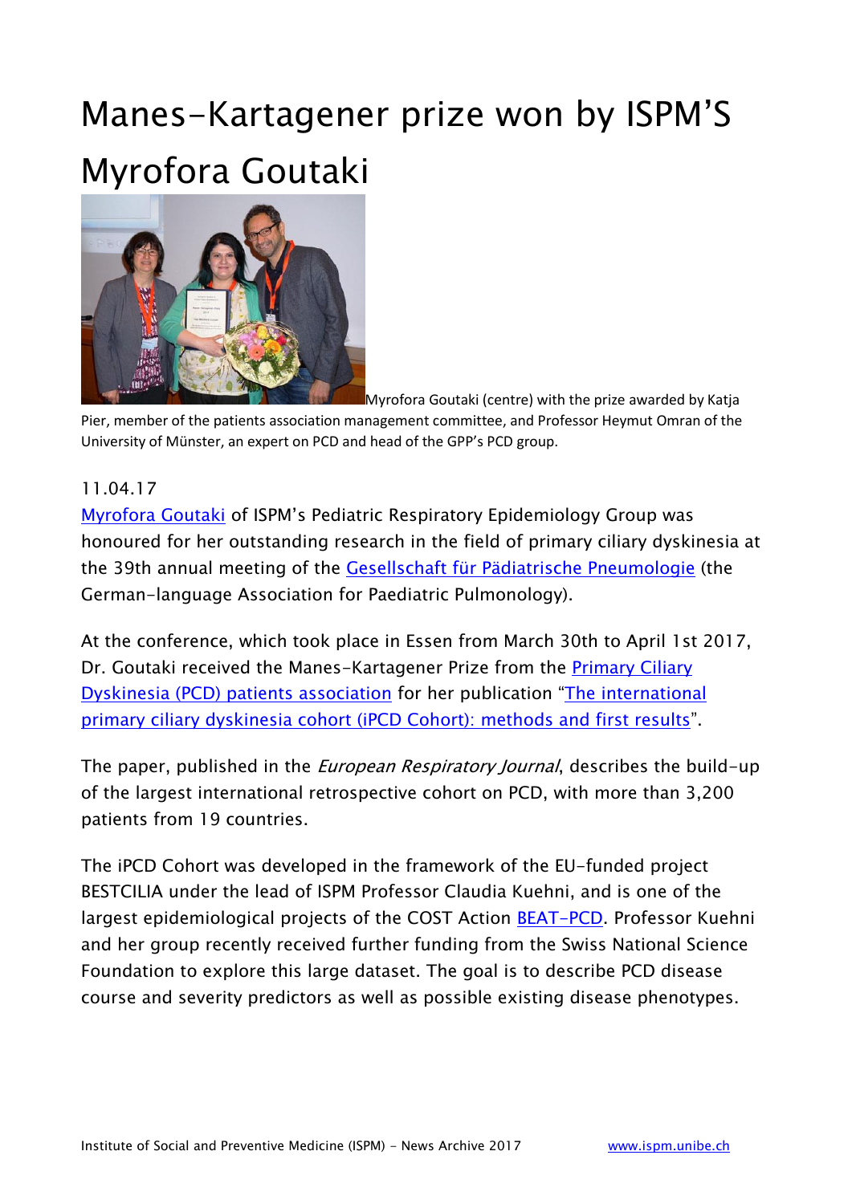# Manes-Kartagener prize won by ISPM'S Myrofora Goutaki

Myrofora Goutaki (centre) with the prize awarded by Katja Pier, member of the patients association management committee, and Professor Heymut Omran of the University of Münster, an expert on PCD and head of the GPP's PCD group.

11.04.17

Myrofora Goutaki of ISPM's Pediatric Respiratory Epidemiology Group was honoured for her outstanding research in the field of primary ciliary dyskinesia at the 39th annual meeting of the Gesellschaft für Pädiatrische Pneumologie (the German-language Association for Paediatric Pulmonology).

At the conference, which took place in Essen from March 30th to April 1st 2017, Dr. Goutaki received the Manes-Kartagener Prize from the Primary Ciliary Dyskinesia (PCD) patients association for her publication "The international primary ciliary dyskinesia cohort (iPCD Cohort): methods and first results".

The paper, published in the *European Respiratory Journal*, describes the build-up of the largest international retrospective cohort on PCD, with more than 3,200 patients from 19 countries.

The iPCD Cohort was developed in the framework of the EU-funded project BESTCILIA under the lead of ISPM Professor Claudia Kuehni, and is one of the largest epidemiological projects of the COST Action BEAT-PCD. Professor Kuehni and her group recently received further funding from the Swiss National Science Foundation to explore this large dataset. The goal is to describe PCD disease course and severity predictors as well as possible existing disease phenotypes.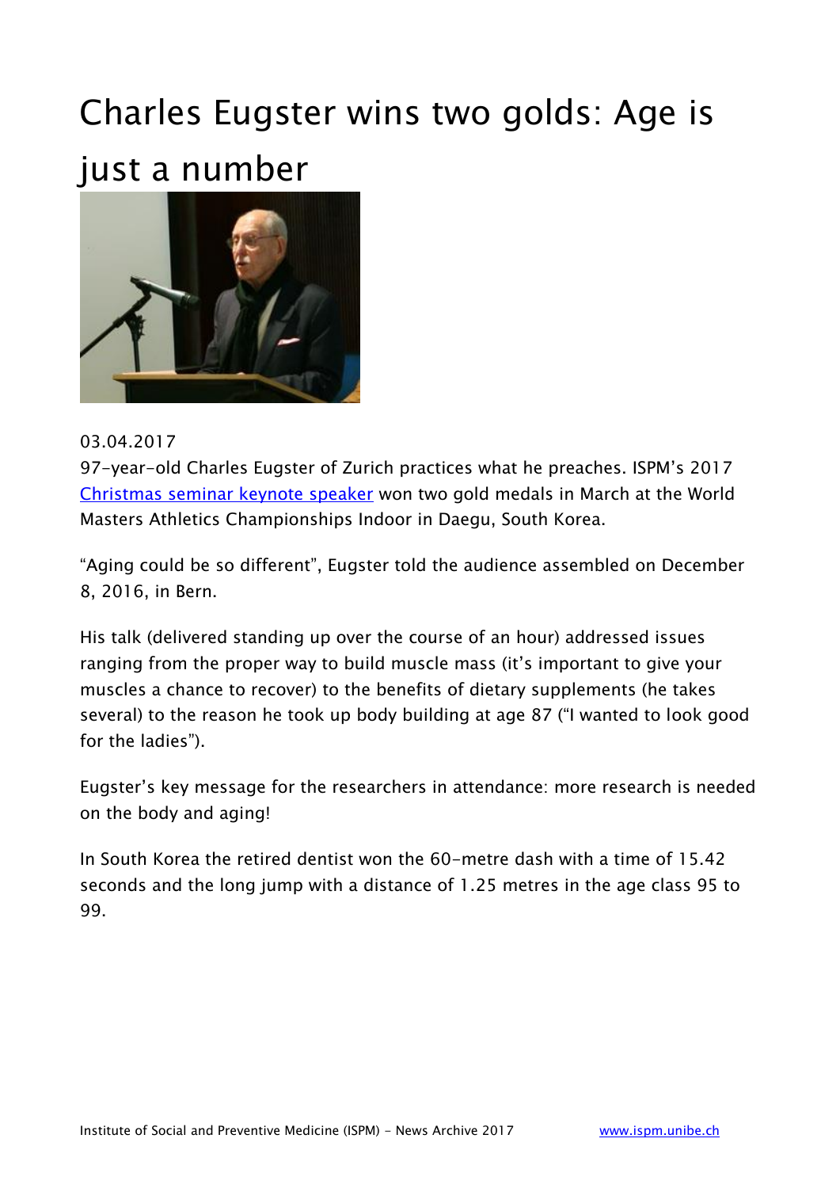# Charles Eugster wins two golds: Age is just a number

03.04.2017

97-year-old Charles Eugster of Zurich practices what he preaches. ISPM's 2017 Christmas seminar keynote speaker won two gold medals in March at the World Masters Athletics Championships Indoor in Daegu, South Korea.

"Aging could be so different", Eugster told the audience assembled on December 8, 2016, in Bern.

His talk (delivered standing up over the course of an hour) addressed issues ranging from the proper way to build muscle mass (it's important to give your muscles a chance to recover) to the benefits of dietary supplements (he takes several) to the reason he took up body building at age 87 ("I wanted to look good for the ladies").

Eugster's key message for the researchers in attendance: more research is needed on the body and aging!

In South Korea the retired dentist won the 60-metre dash with a time of 15.42 seconds and the long jump with a distance of 1.25 metres in the age class 95 to 99.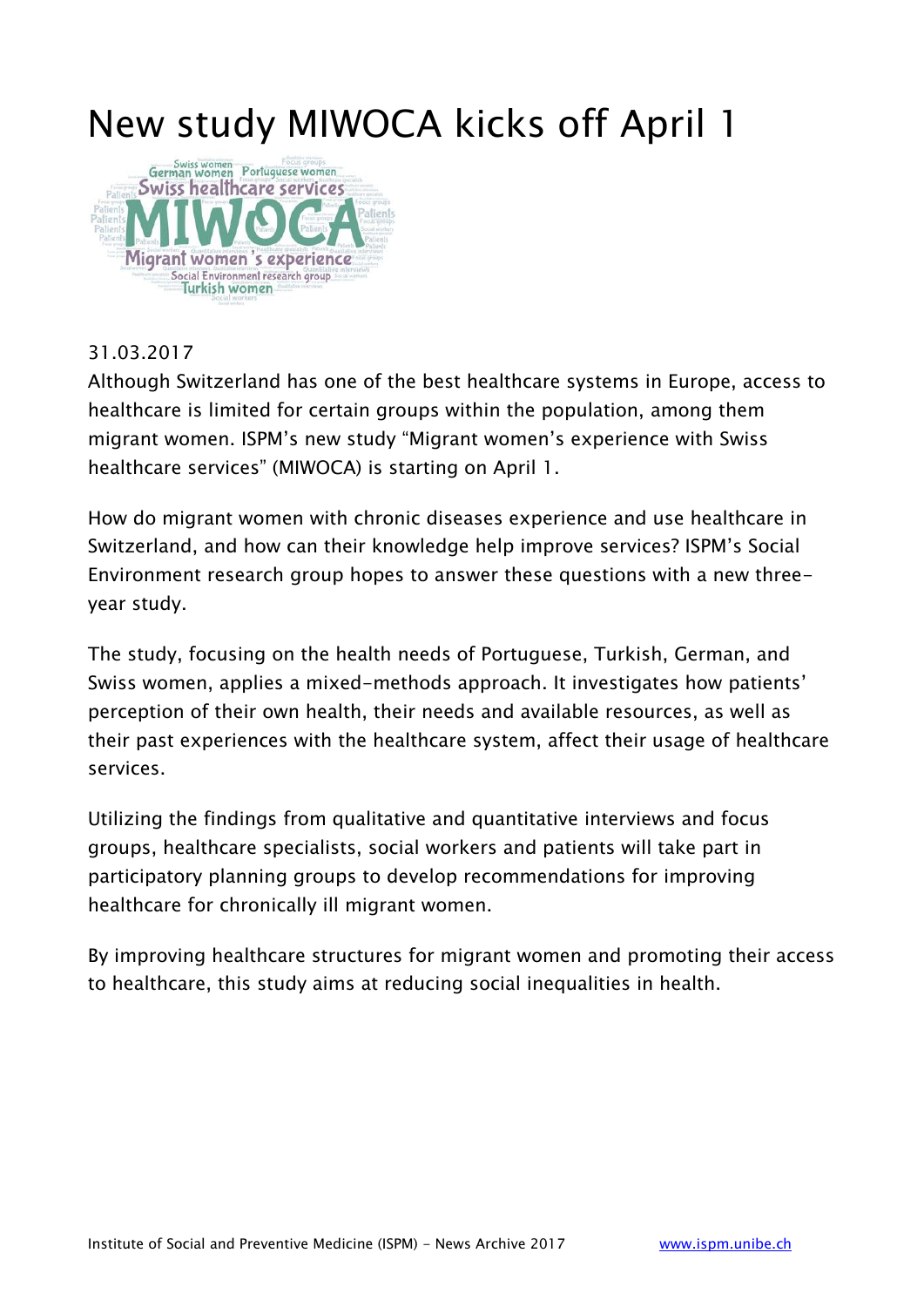# New study MIWOCA kicks off April 1

31.03.2017

Although Switzerland has one of the best healthcare systems in Europe, access to healthcare is limited for certain groups within the population, among them migrant women. ISPM's new study "Migrant women's experience with Swiss healthcare services" (MIWOCA) is starting on April 1.

How do migrant women with chronic diseases experience and use healthcare in Switzerland, and how can their knowledge help improve services? ISPM's Social Environment research group hopes to answer these questions with a new three-year study.

The study, focusing on the health needs of Portuguese, Turkish, German, and Swiss women, applies a mixed-methods approach. It investigates how patients' perception of their own health, their needs and available resources, as well as their past experiences with the healthcare system, affect their usage of healthcare services.

Utilizing the findings from qualitative and quantitative interviews and focus groups, healthcare specialists, social workers and patients will take part in participatory planning groups to develop recommendations for improving healthcare for chronically ill migrant women.

By improving healthcare structures for migrant women and promoting their access to healthcare, this study aims at reducing social inequalities in health.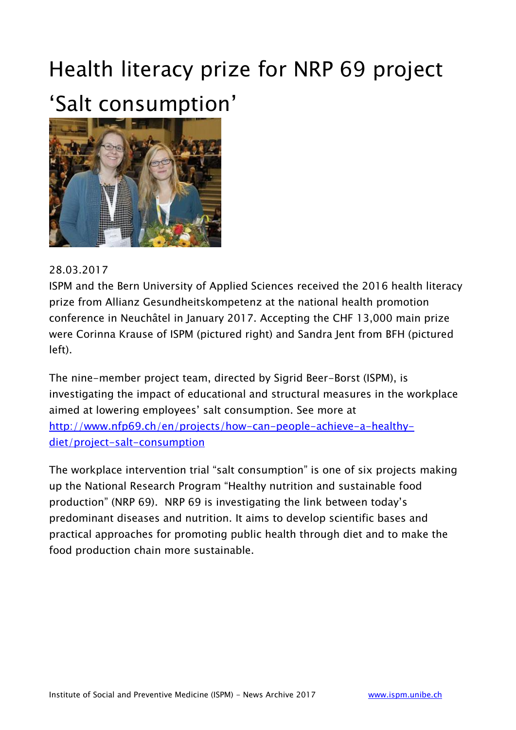# Health literacy prize for NRP 69 project ‘Salt consumption’

28.03.2017

ISPM and the Bern University of Applied Sciences received the 2016 health literacy prize from Allianz Gesundheitskompetenz at the national health promotion conference in Neuchâtel in January 2017. Accepting the CHF 13,000 main prize were Corinna Krause of ISPM (pictured right) and Sandra Jent from BFH (pictured left).

The nine-member project team, directed by Sigrid Beer-Borst (ISPM), is investigating the impact of educational and structural measures in the workplace aimed at lowering employees’ salt consumption. See more at [http://www.nfp69.ch/en/projects/how-can-people-achieve-a-healthy-diet/project-salt-consumption](http://www.nfp69.ch/en/projects/how-can-people-achieve-a-healthy-diet/project-salt-consumption)

The workplace intervention trial “salt consumption” is one of six projects making up the National Research Program “Healthy nutrition and sustainable food production” (NRP 69). NRP 69 is investigating the link between today’s predominant diseases and nutrition. It aims to develop scientific bases and practical approaches for promoting public health through diet and to make the food production chain more sustainable.